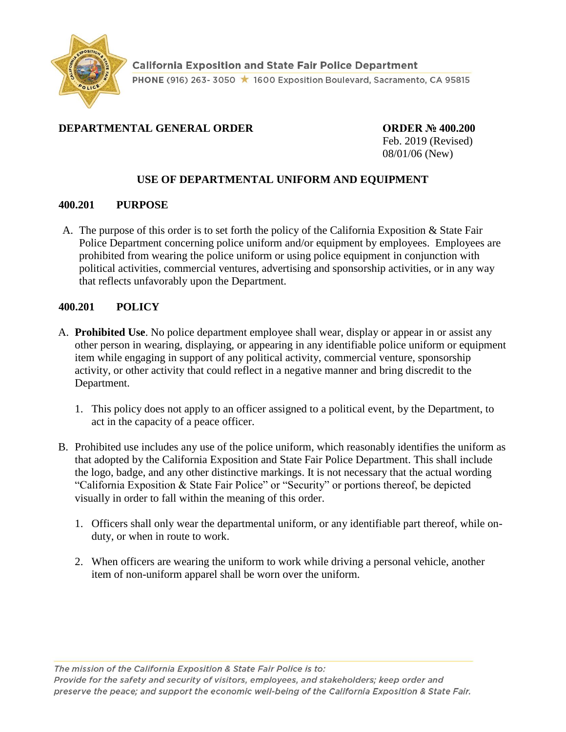California Exposition and State Fair Police Department

PHONE (916) 263- 3050 ★ 1600 Exposition Boulevard, Sacramento, CA 95815

**DEPARTMENTAL GENERAL ORDER**

**ORDER № 400.200**
Feb. 2019 (Revised)
08/01/06 (New)

## USE OF DEPARTMENTAL UNIFORM AND EQUIPMENT

### 400.201 PURPOSE

A. The purpose of this order is to set forth the policy of the California Exposition & State Fair Police Department concerning police uniform and/or equipment by employees. Employees are prohibited from wearing the police uniform or using police equipment in conjunction with political activities, commercial ventures, advertising and sponsorship activities, or in any way that reflects unfavorably upon the Department.

### 400.201 POLICY

A. **Prohibited Use**. No police department employee shall wear, display or appear in or assist any other person in wearing, displaying, or appearing in any identifiable police uniform or equipment item while engaging in support of any political activity, commercial venture, sponsorship activity, or other activity that could reflect in a negative manner and bring discredit to the Department.

   1. This policy does not apply to an officer assigned to a political event, by the Department, to act in the capacity of a peace officer.

B. Prohibited use includes any use of the police uniform, which reasonably identifies the uniform as that adopted by the California Exposition and State Fair Police Department. This shall include the logo, badge, and any other distinctive markings. It is not necessary that the actual wording "California Exposition & State Fair Police" or "Security" or portions thereof, be depicted visually in order to fall within the meaning of this order.

   1. Officers shall only wear the departmental uniform, or any identifiable part thereof, while on-duty, or when in route to work.

   2. When officers are wearing the uniform to work while driving a personal vehicle, another item of non-uniform apparel shall be worn over the uniform.

*The mission of the California Exposition & State Fair Police is to:*
*Provide for the safety and security of visitors, employees, and stakeholders; keep order and preserve the peace; and support the economic well-being of the California Exposition & State Fair.*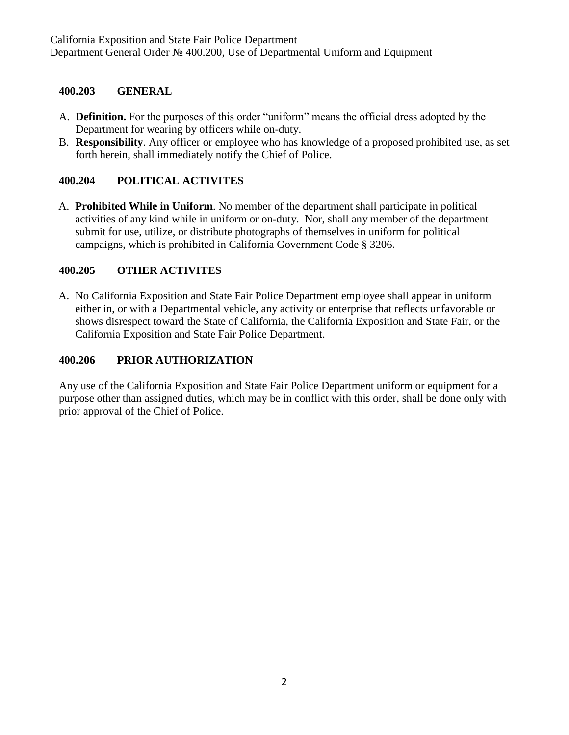### 400.203 GENERAL

A. **Definition.** For the purposes of this order "uniform" means the official dress adopted by the Department for wearing by officers while on-duty.
B. **Responsibility**. Any officer or employee who has knowledge of a proposed prohibited use, as set forth herein, shall immediately notify the Chief of Police.

### 400.204 POLITICAL ACTIVITES

A. **Prohibited While in Uniform**. No member of the department shall participate in political activities of any kind while in uniform or on-duty. Nor, shall any member of the department submit for use, utilize, or distribute photographs of themselves in uniform for political campaigns, which is prohibited in California Government Code § 3206.

### 400.205 OTHER ACTIVITES

A. No California Exposition and State Fair Police Department employee shall appear in uniform either in, or with a Departmental vehicle, any activity or enterprise that reflects unfavorable or shows disrespect toward the State of California, the California Exposition and State Fair, or the California Exposition and State Fair Police Department.

### 400.206 PRIOR AUTHORIZATION

Any use of the California Exposition and State Fair Police Department uniform or equipment for a purpose other than assigned duties, which may be in conflict with this order, shall be done only with prior approval of the Chief of Police.